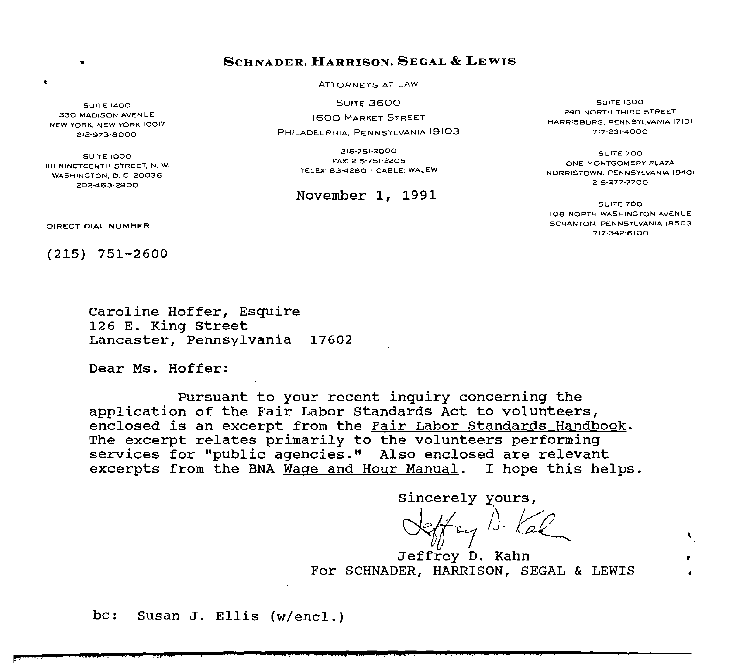**SCHNADER, HARRISON, SEGAL & LEWIS**

ATTORNEYS AT LAW

SUITE 3600
1600 MARKET STREET
PHILADELPHIA, PENNSYLVANIA 19103

215-751-2000
FAX: 215-751-2205
TELEX: 83-4280 · CABLE: WALEW

SUITE 1400
330 MADISON AVENUE
NEW YORK, NEW YORK 10017
212-973-8000

SUITE 1000
1111 NINETEENTH STREET, N. W.
WASHINGTON, D. C. 20036
202-463-2900

SUITE 1300
240 NORTH THIRD STREET
HARRISBURG, PENNSYLVANIA 17101
717-231-4000

SUITE 700
ONE MONTGOMERY PLAZA
NORRISTOWN, PENNSYLVANIA 19401
215-277-7700

SUITE 700
108 NORTH WASHINGTON AVENUE
SCRANTON, PENNSYLVANIA 18503
717-342-6100

November 1, 1991

DIRECT DIAL NUMBER

(215) 751-2600

Caroline Hoffer, Esquire
126 E. King Street
Lancaster, Pennsylvania 17602

Dear Ms. Hoffer:

Pursuant to your recent inquiry concerning the application of the Fair Labor Standards Act to volunteers, enclosed is an excerpt from the Fair Labor Standards Handbook. The excerpt relates primarily to the volunteers performing services for "public agencies." Also enclosed are relevant excerpts from the BNA Wage and Hour Manual. I hope this helps.

Sincerely yours,

Jeffrey D. Kahn
For SCHNADER, HARRISON, SEGAL & LEWIS

bc: Susan J. Ellis (w/encl.)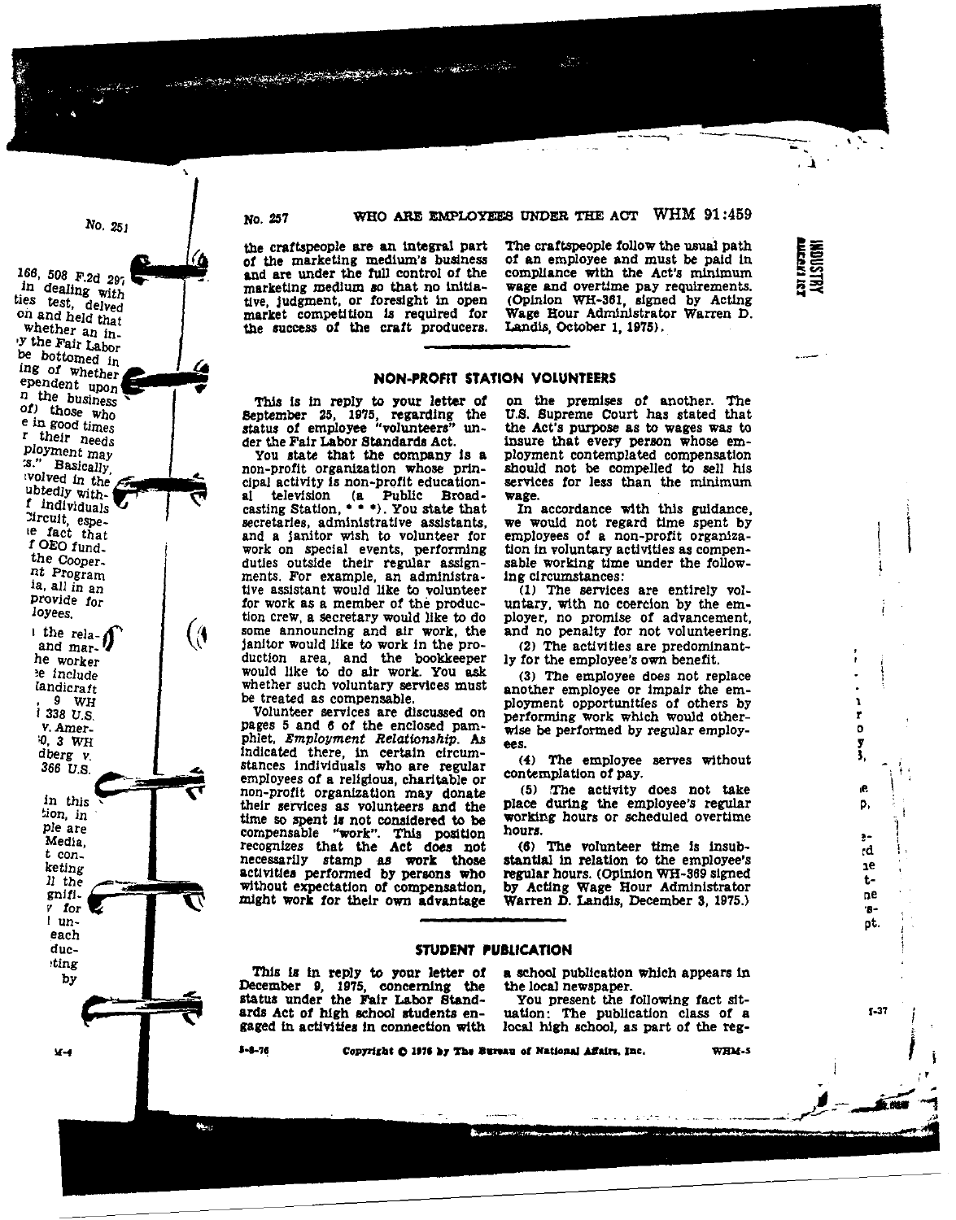the craftspeople are an integral part of the marketing medium's business and are under the full control of the marketing medium so that no initiative, judgment, or foresight in open market competition is required for the success of the craft producers. The craftspeople follow the usual path of an employee and must be paid in compliance with the Act's minimum wage and overtime pay requirements. (Opinion WH-361, signed by Acting Wage Hour Administrator Warren D. Landis, October 1, 1975).

## NON-PROFIT STATION VOLUNTEERS

This is in reply to your letter of September 25, 1975, regarding the status of employee "volunteers" under the Fair Labor Standards Act.

You state that the company is a non-profit organization whose principal activity is non-profit educational television (a Public Broadcasting Station, * * *). You state that secretaries, administrative assistants, and a janitor wish to volunteer for work on special events, performing duties outside their regular assignments. For example, an administrative assistant would like to volunteer for work as a member of the production crew, a secretary would like to do some announcing and air work, the janitor would like to work in the production area, and the bookkeeper would like to do air work. You ask whether such voluntary services must be treated as compensable.

Volunteer services are discussed on pages 5 and 6 of the enclosed pamphlet, *Employment Relationship*. As indicated there, in certain circumstances individuals who are regular employees of a religious, charitable or non-profit organization may donate their services as volunteers and the time so spent is not considered to be compensable "work". This position recognizes that the Act does not necessarily stamp as work those activities performed by persons who without expectation of compensation, might work for their own advantage on the premises of another. The U.S. Supreme Court has stated that the Act's purpose as to wages was to insure that every person whose employment contemplated compensation should not be compelled to sell his services for less than the minimum wage.

In accordance with this guidance, we would not regard time spent by employees of a non-profit organization in voluntary activities as compensable working time under the following circumstances:

(1) The services are entirely voluntary, with no coercion by the employer, no promise of advancement, and no penalty for not volunteering.

(2) The activities are predominantly for the employee's own benefit.

(3) The employee does not replace another employee or impair the employment opportunities of others by performing work which would otherwise be performed by regular employees.

(4) The employee serves without contemplation of pay.

(5) The activity does not take place during the employee's regular working hours or scheduled overtime hours.

(6) The volunteer time is insubstantial in relation to the employee's regular hours. (Opinion WH-369 signed by Acting Wage Hour Administrator Warren D. Landis, December 3, 1975.)

## STUDENT PUBLICATION

This is in reply to your letter of December 9, 1975, concerning the status under the Fair Labor Standards Act of high school students engaged in activities in connection with a school publication which appears in the local newspaper.

You present the following fact situation: The publication class of a local high school, as part of the reg-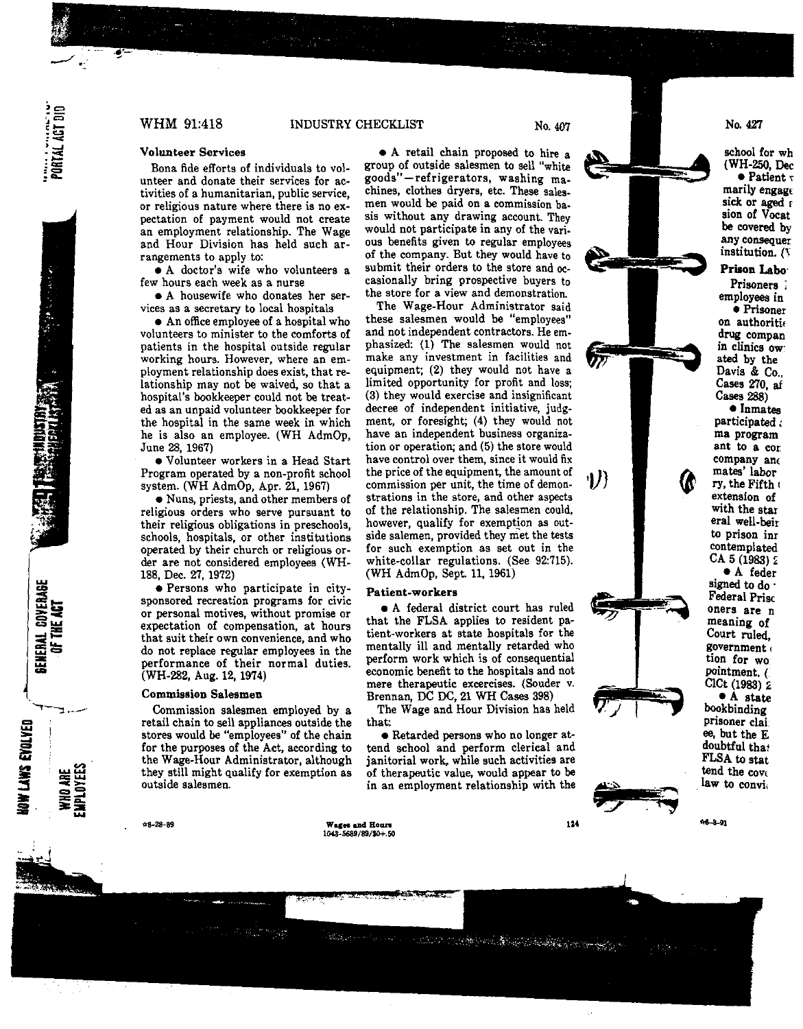### Volunteer Services

Bona fide efforts of individuals to volunteer and donate their services for activities of a humanitarian, public service, or religious nature where there is no expectation of payment would not create an employment relationship. The Wage and Hour Division has held such arrangements to apply to:

- A doctor's wife who volunteers a few hours each week as a nurse
- A housewife who donates her services as a secretary to local hospitals
- An office employee of a hospital who volunteers to minister to the comforts of patients in the hospital outside regular working hours. However, where an employment relationship does exist, that relationship may not be waived, so that a hospital's bookkeeper could not be treated as an unpaid volunteer bookkeeper for the hospital in the same week in which he is also an employee. (WH AdmOp, June 28, 1967)
- Volunteer workers in a Head Start Program operated by a non-profit school system. (WH AdmOp, Apr. 21, 1967)
- Nuns, priests, and other members of religious orders who serve pursuant to their religious obligations in preschools, schools, hospitals, or other institutions operated by their church or religious order are not considered employees (WH-188, Dec. 27, 1972)
- Persons who participate in city-sponsored recreation programs for civic or personal motives, without promise or expectation of compensation, at hours that suit their own convenience, and who do not replace regular employees in the performance of their normal duties. (WH-282, Aug. 12, 1974)

### Commission Salesmen

Commission salesmen employed by a retail chain to sell appliances outside the stores would be "employees" of the chain for the purposes of the Act, according to the Wage-Hour Administrator, although they still might qualify for exemption as outside salesmen.

- A retail chain proposed to hire a group of outside salesmen to sell "white goods"—refrigerators, washing machines, clothes dryers, etc. These salesmen would be paid on a commission basis without any drawing account. They would not participate in any of the various benefits given to regular employees of the company. But they would have to submit their orders to the store and occasionally bring prospective buyers to the store for a view and demonstration.

The Wage-Hour Administrator said these salesmen would be "employees" and not independent contractors. He emphasized: (1) The salesmen would not make any investment in facilities and equipment; (2) they would not have a limited opportunity for profit and loss; (3) they would exercise and insignificant decree of independent initiative, judgment, or foresight; (4) they would not have an independent business organization or operation; and (5) the store would have control over them, since it would fix the price of the equipment, the amount of commission per unit, the time of demonstrations in the store, and other aspects of the relationship. The salesmen could, however, qualify for exemption as outside salemen, provided they met the tests for such exemption as set out in the white-collar regulations. (See 92:715). (WH AdmOp, Sept. 11, 1961)

### Patient-workers

- A federal district court has ruled that the FLSA applies to resident patient-workers at state hospitals for the mentally ill and mentally retarded who perform work which is of consequential economic benefit to the hospitals and not mere therapeutic excercises. (Souder v. Brennan, DC DC, 21 WH Cases 398)

The Wage and Hour Division has held that:

- Retarded persons who no longer attend school and perform clerical and janitorial work, while such activities are of therapeutic value, would appear to be in an employment relationship with the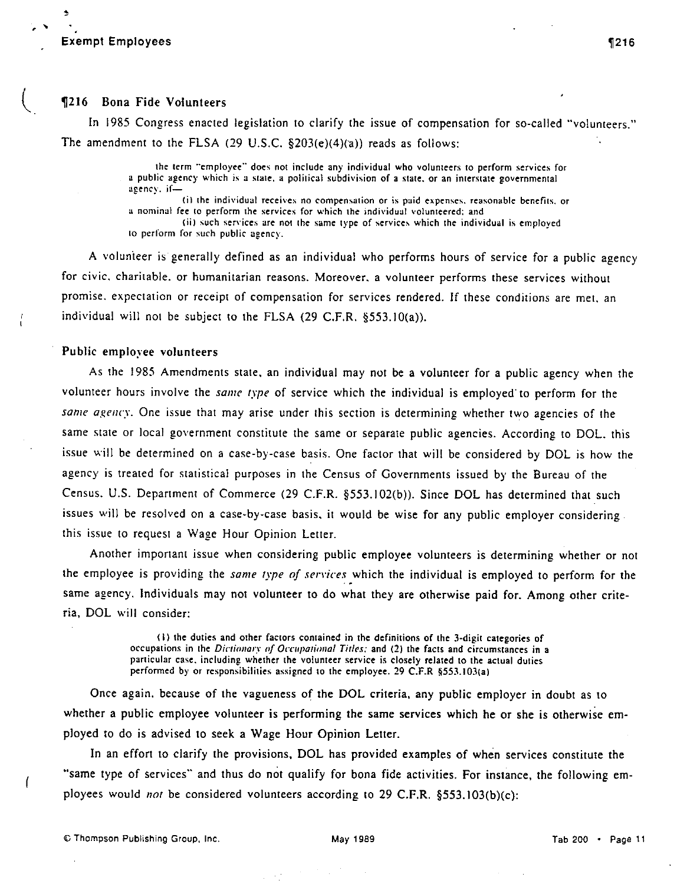## ¶216 Bona Fide Volunteers

In 1985 Congress enacted legislation to clarify the issue of compensation for so-called "volunteers." The amendment to the FLSA (29 U.S.C. §203(e)(4)(a)) reads as follows:

> the term "employee" does not include any individual who volunteers to perform services for a public agency which is a state, a political subdivision of a state, or an interstate governmental agency, if—
>
> (i) the individual receives no compensation or is paid expenses, reasonable benefits, or a nominal fee to perform the services for which the individual volunteered; and
>
> (ii) such services are not the same type of services which the individual is employed to perform for such public agency.

A volunteer is generally defined as an individual who performs hours of service for a public agency for civic, charitable, or humanitarian reasons. Moreover, a volunteer performs these services without promise, expectation or receipt of compensation for services rendered. If these conditions are met, an individual will not be subject to the FLSA (29 C.F.R. §553.10(a)).

### Public employee volunteers

As the 1985 Amendments state, an individual may not be a volunteer for a public agency when the volunteer hours involve the *same type* of service which the individual is employed to perform for the *same agency*. One issue that may arise under this section is determining whether two agencies of the same state or local government constitute the same or separate public agencies. According to DOL, this issue will be determined on a case-by-case basis. One factor that will be considered by DOL is how the agency is treated for statistical purposes in the Census of Governments issued by the Bureau of the Census, U.S. Department of Commerce (29 C.F.R. §553.102(b)). Since DOL has determined that such issues will be resolved on a case-by-case basis, it would be wise for any public employer considering this issue to request a Wage Hour Opinion Letter.

Another important issue when considering public employee volunteers is determining whether or not the employee is providing the *same type of services* which the individual is employed to perform for the same agency. Individuals may not volunteer to do what they are otherwise paid for. Among other criteria, DOL will consider:

> (1) the duties and other factors contained in the definitions of the 3-digit categories of occupations in the *Dictionary of Occupational Titles*; and (2) the facts and circumstances in a particular case, including whether the volunteer service is closely related to the actual duties performed by or responsibilities assigned to the employee. 29 C.F.R §553.103(a)

Once again, because of the vagueness of the DOL criteria, any public employer in doubt as to whether a public employee volunteer is performing the same services which he or she is otherwise employed to do is advised to seek a Wage Hour Opinion Letter.

In an effort to clarify the provisions, DOL has provided examples of when services constitute the "same type of services" and thus do not qualify for bona fide activities. For instance, the following employees would *not* be considered volunteers according to 29 C.F.R. §553.103(b)(c):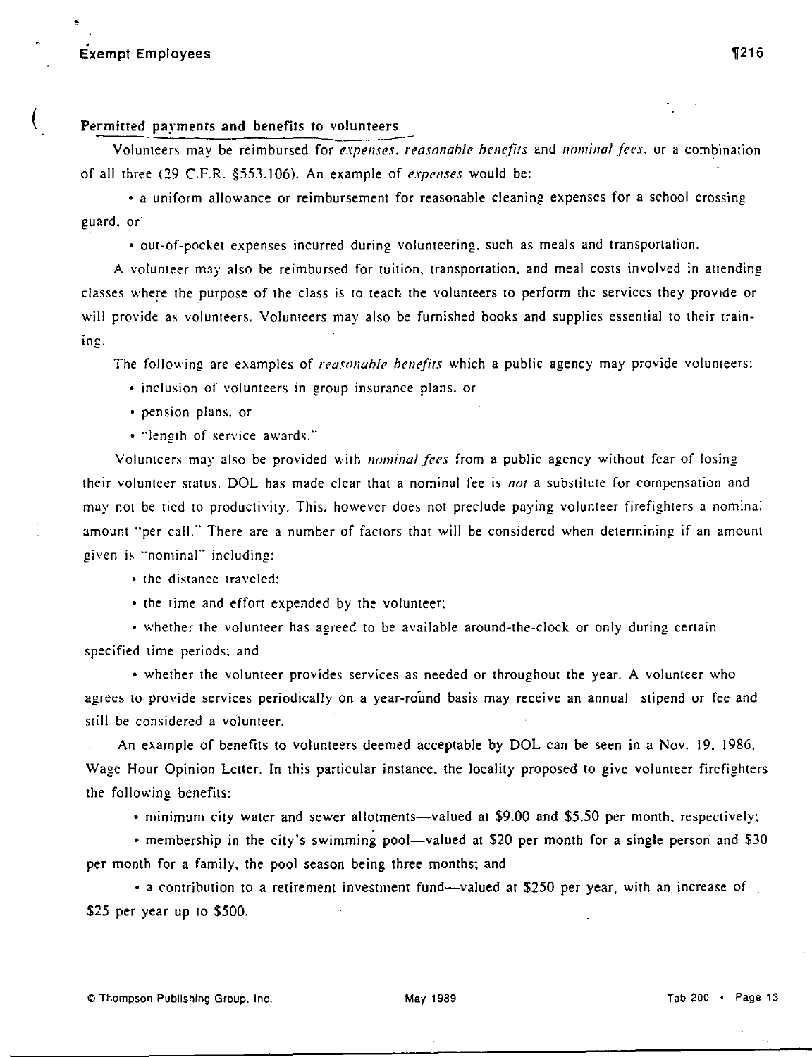## Permitted payments and benefits to volunteers

Volunteers may be reimbursed for *expenses*, *reasonable benefits* and *nominal fees*, or a combination of all three (29 C.F.R. §553.106). An example of *expenses* would be:

- a uniform allowance or reimbursement for reasonable cleaning expenses for a school crossing guard, or
- out-of-pocket expenses incurred during volunteering, such as meals and transportation.

A volunteer may also be reimbursed for tuition, transportation, and meal costs involved in attending classes where the purpose of the class is to teach the volunteers to perform the services they provide or will provide as volunteers. Volunteers may also be furnished books and supplies essential to their training.

The following are examples of *reasonable benefits* which a public agency may provide volunteers:

- inclusion of volunteers in group insurance plans, or
- pension plans, or
- "length of service awards."

Volunteers may also be provided with *nominal fees* from a public agency without fear of losing their volunteer status. DOL has made clear that a nominal fee is *not* a substitute for compensation and may not be tied to productivity. This, however does not preclude paying volunteer firefighters a nominal amount "per call." There are a number of factors that will be considered when determining if an amount given is "nominal" including:

- the distance traveled;
- the time and effort expended by the volunteer;
- whether the volunteer has agreed to be available around-the-clock or only during certain specified time periods; and
- whether the volunteer provides services as needed or throughout the year. A volunteer who agrees to provide services periodically on a year-round basis may receive an annual stipend or fee and still be considered a volunteer.

An example of benefits to volunteers deemed acceptable by DOL can be seen in a Nov. 19, 1986, Wage Hour Opinion Letter. In this particular instance, the locality proposed to give volunteer firefighters the following benefits:

- minimum city water and sewer allotments—valued at $9.00 and $5.50 per month, respectively;
- membership in the city's swimming pool—valued at $20 per month for a single person and $30 per month for a family, the pool season being three months; and
- a contribution to a retirement investment fund—valued at $250 per year, with an increase of $25 per year up to $500.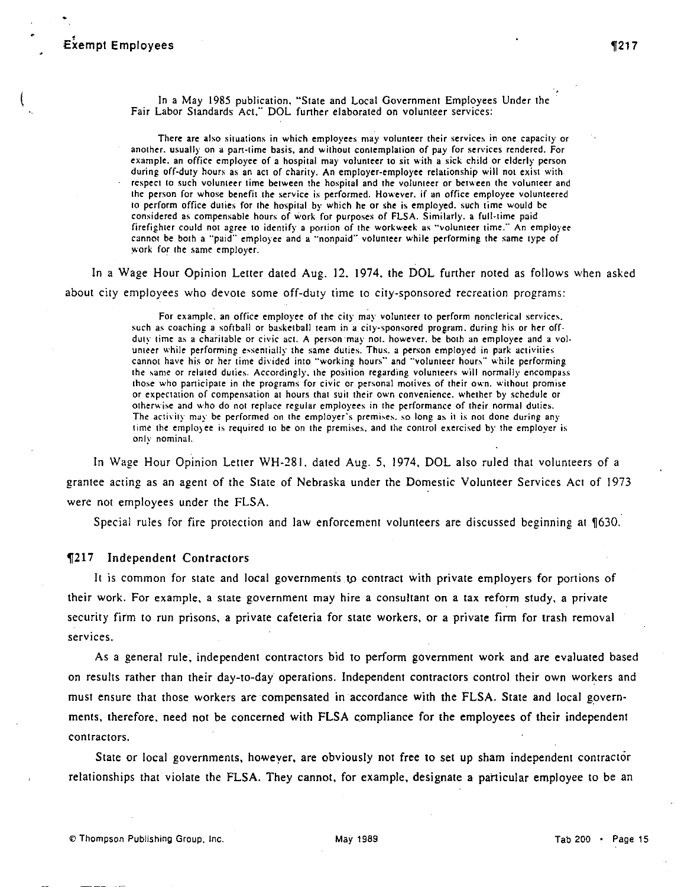In a May 1985 publication, "State and Local Government Employees Under the Fair Labor Standards Act," DOL further elaborated on volunteer services:

> There are also situations in which employees may volunteer their services in one capacity or another, usually on a part-time basis, and without contemplation of pay for services rendered. For example, an office employee of a hospital may volunteer to sit with a sick child or elderly person during off-duty hours as an act of charity. An employer-employee relationship will not exist with respect to such volunteer time between the hospital and the volunteer or between the volunteer and the person for whose benefit the service is performed. However, if an office employee volunteered to perform office duties for the hospital by which he or she is employed, such time would be considered as compensable hours of work for purposes of FLSA. Similarly, a full-time paid firefighter could not agree to identify a portion of the workweek as "volunteer time." An employee cannot be both a "paid" employee and a "nonpaid" volunteer while performing the same type of work for the same employer.

In a Wage Hour Opinion Letter dated Aug. 12, 1974, the DOL further noted as follows when asked about city employees who devote some off-duty time to city-sponsored recreation programs:

> For example, an office employee of the city may volunteer to perform nonclerical services, such as coaching a softball or basketball team in a city-sponsored program, during his or her off-duty time as a charitable or civic act. A person may not, however, be both an employee and a volunteer while performing essentially the same duties. Thus, a person employed in park activities cannot have his or her time divided into "working hours" and "volunteer hours" while performing the same or related duties. Accordingly, the position regarding volunteers will normally encompass those who participate in the programs for civic or personal motives of their own, without promise or expectation of compensation at hours that suit their own convenience, whether by schedule or otherwise and who do not replace regular employees in the performance of their normal duties. The activity may be performed on the employer's premises, so long as it is not done during any time the employee is required to be on the premises, and the control exercised by the employer is only nominal.

In Wage Hour Opinion Letter WH-281, dated Aug. 5, 1974, DOL also ruled that volunteers of a grantee acting as an agent of the State of Nebraska under the Domestic Volunteer Services Act of 1973 were not employees under the FLSA.

Special rules for fire protection and law enforcement volunteers are discussed beginning at ¶630.

## ¶217 Independent Contractors

It is common for state and local governments to contract with private employers for portions of their work. For example, a state government may hire a consultant on a tax reform study, a private security firm to run prisons, a private cafeteria for state workers, or a private firm for trash removal services.

As a general rule, independent contractors bid to perform government work and are evaluated based on results rather than their day-to-day operations. Independent contractors control their own workers and must ensure that those workers are compensated in accordance with the FLSA. State and local governments, therefore, need not be concerned with FLSA compliance for the employees of their independent contractors.

State or local governments, however, are obviously not free to set up sham independent contractor relationships that violate the FLSA. They cannot, for example, designate a particular employee to be an